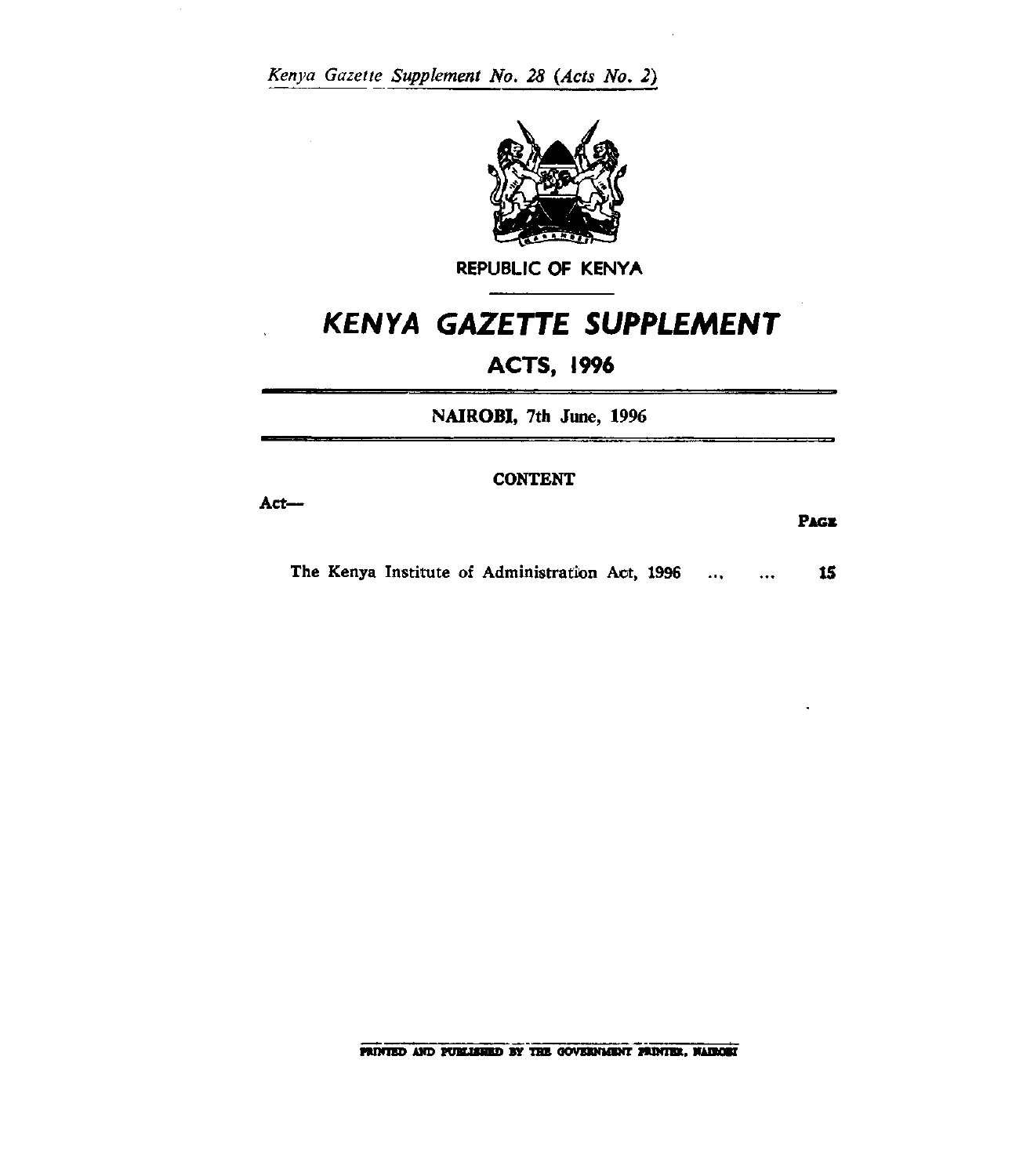*Kenya Gazette Supplement No. 28 (Acts No. 2)*

REPUBLIC OF KENYA

# KENYA GAZETTE SUPPLEMENT

## ACTS, 1996

NAIROBI, 7th June, 1996

CONTENT

Act—

| | PAGE |
|---|---|
| The Kenya Institute of Administration Act, 1996 ... ... | 15 |

PRINTED AND PUBLISHED BY THE GOVERNMENT PRINTER, NAIROBI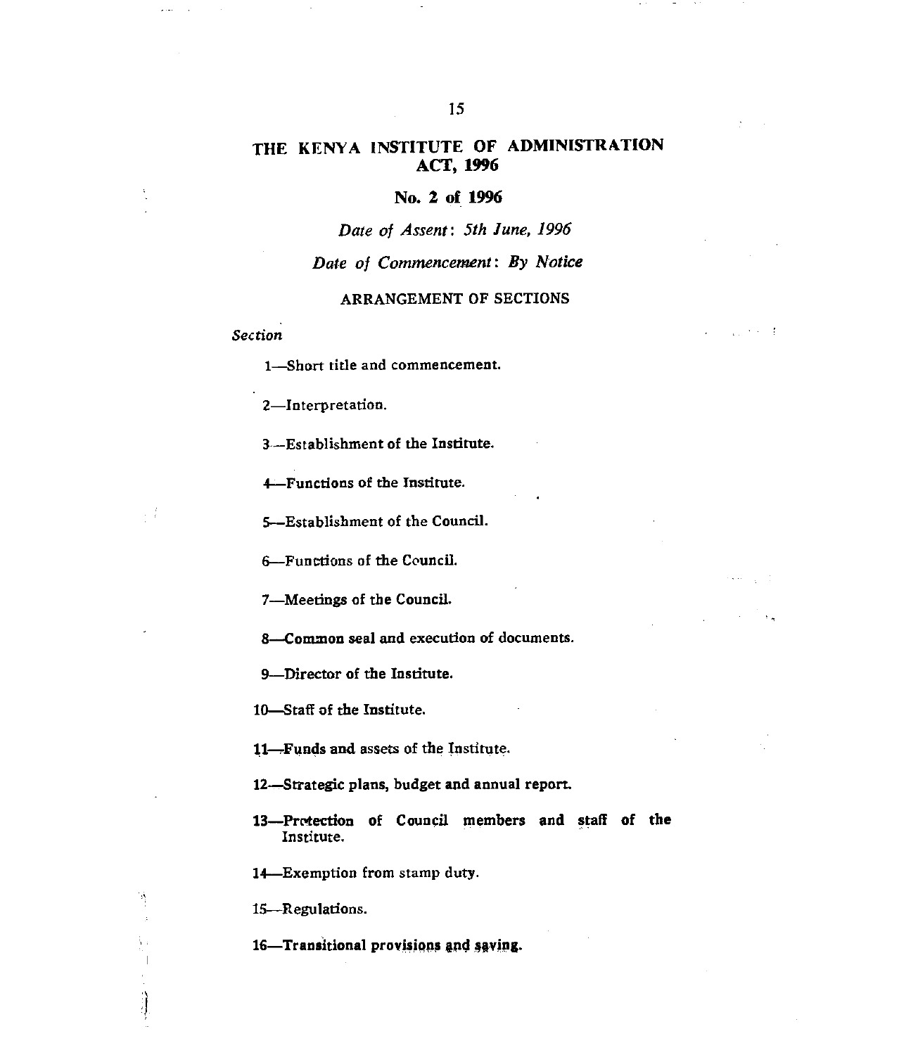# THE KENYA INSTITUTE OF ADMINISTRATION ACT, 1996

## No. 2 of 1996

*Date of Assent: 5th June, 1996*

*Date of Commencement: By Notice*

ARRANGEMENT OF SECTIONS

*Section*

1—Short title and commencement.

2—Interpretation.

3—Establishment of the Institute.

4—Functions of the Institute.

5—Establishment of the Council.

6—Functions of the Council.

7—Meetings of the Council.

8—Common seal and execution of documents.

9—Director of the Institute.

10—Staff of the Institute.

11—Funds and assets of the Institute.

12—Strategic plans, budget and annual report.

13—Protection of Council members and staff of the Institute.

14—Exemption from stamp duty.

15—Regulations.

16—Transitional provisions and saving.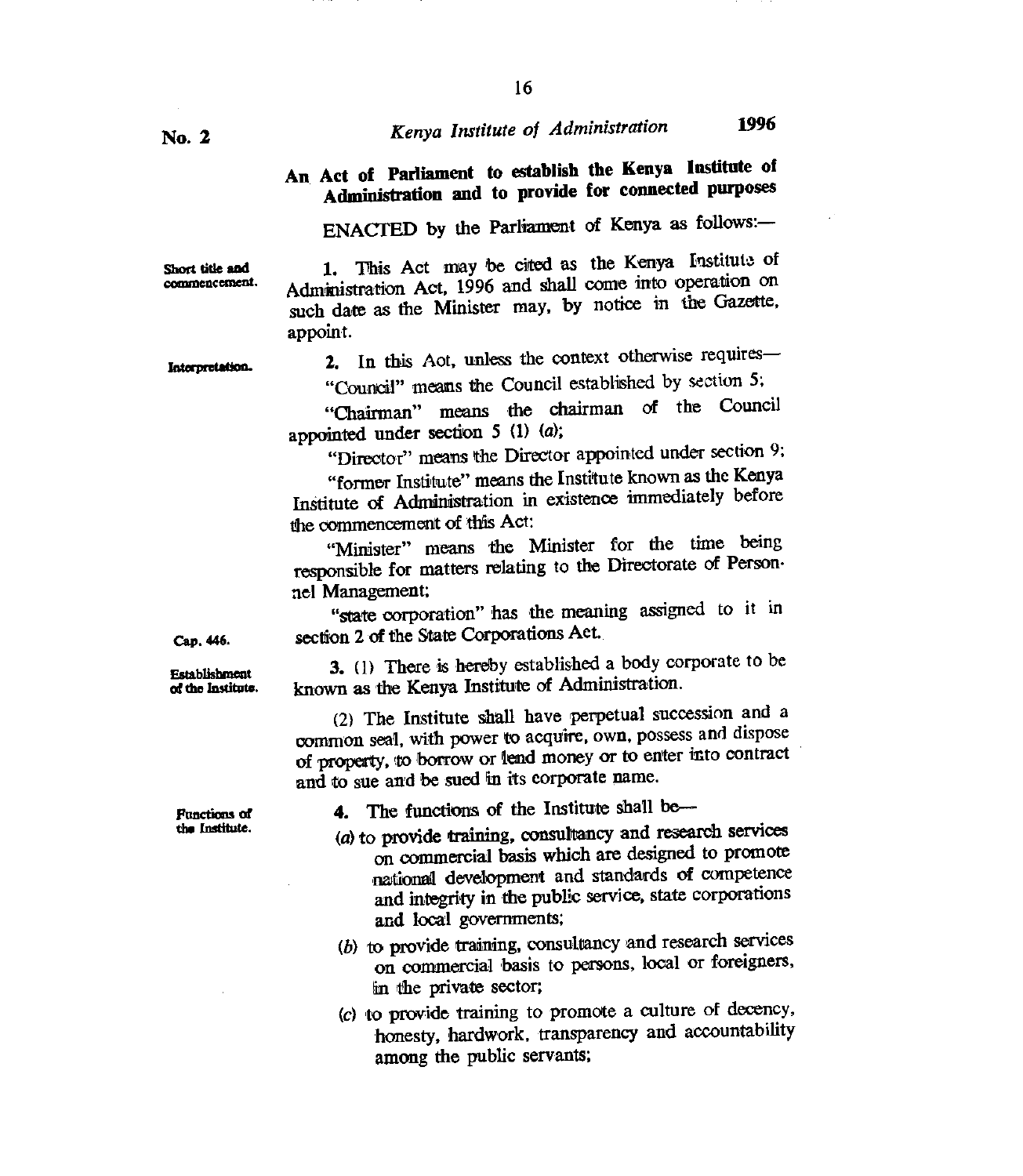**No. 2** *Kenya Institute of Administration* **1996**

## An Act of Parliament to establish the Kenya Institute of Administration and to provide for connected purposes

ENACTED by the Parliament of Kenya as follows:—

**Short title and commencement.**

1. This Act may be cited as the Kenya Institute of Administration Act, 1996 and shall come into operation on such date as the Minister may, by notice in the Gazette, appoint.

**Interpretation.**

2. In this Aot, unless the context otherwise requires—

"Council" means the Council established by section 5;

"Chairman" means the chairman of the Council appointed under section 5 (1) (*a*);

"Director" means the Director appointed under section 9;

"former Institute" means the Institute known as the Kenya Institute of Administration in existence immediately before the commencement of this Act:

"Minister" means the Minister for the time being responsible for matters relating to the Directorate of Personnel Management;

"state corporation" has the meaning assigned to it in section 2 of the State Corporations Act.

Cap. 446.

**Establishment of the Institute.**

3. (1) There is hereby established a body corporate to be known as the Kenya Institute of Administration.

(2) The Institute shall have perpetual succession and a common seal, with power to acquire, own, possess and dispose of property, to borrow or lend money or to enter into contract and to sue and be sued in its corporate name.

**Functions of the Institute.**

4. The functions of the Institute shall be—

(*a*) to provide training, consultancy and research services on commercial basis which are designed to promote national development and standards of competence and integrity in the public service, state corporations and local governments;

(*b*) to provide training, consultancy and research services on commercial basis to persons, local or foreigners, in the private sector;

(*c*) to provide training to promote a culture of decency, honesty, hardwork, transparency and accountability among the public servants;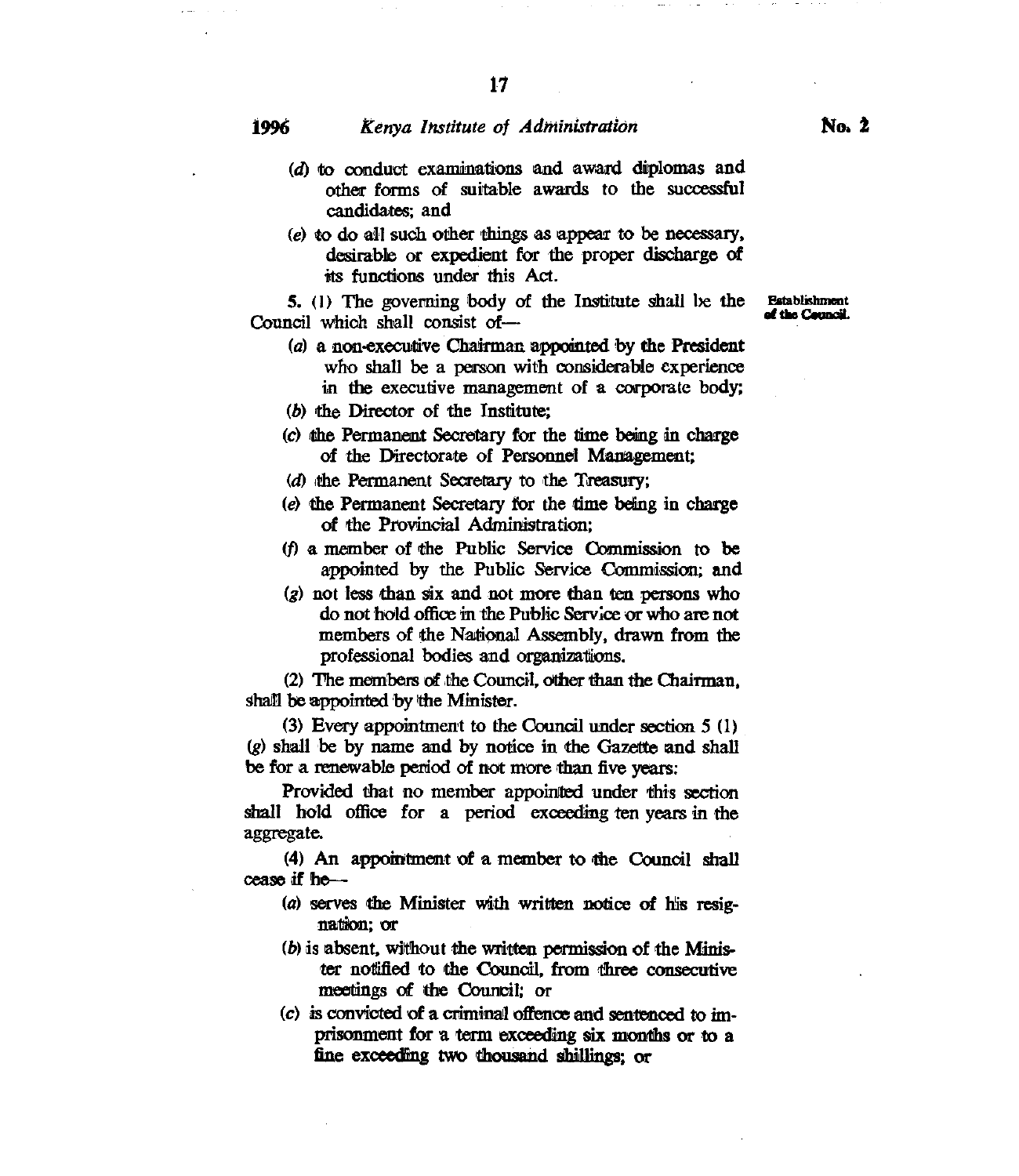(*d*) to conduct examinations and award diplomas and other forms of suitable awards to the successful candidates; and

(*e*) to do all such other things as appear to be necessary, desirable or expedient for the proper discharge of its functions under this Act.

**Establishment of the Council.**

5. (1) The governing body of the Institute shall be the Council which shall consist of—

(*a*) a non-executive Chairman appointed by the President who shall be a person with considerable experience in the executive management of a corporate body;

(*b*) the Director of the Institute;

(*c*) the Permanent Secretary for the time being in charge of the Directorate of Personnel Management;

(*d*) the Permanent Secretary to the Treasury;

(*e*) the Permanent Secretary for the time being in charge of the Provincial Administration;

(*f*) a member of the Public Service Commission to be appointed by the Public Service Commission; and

(*g*) not less than six and not more than ten persons who do not hold office in the Public Service or who are not members of the National Assembly, drawn from the professional bodies and organizations.

(2) The members of the Council, other than the Chairman, shall be appointed by the Minister.

(3) Every appointment to the Council under section 5 (1) (*g*) shall be by name and by notice in the Gazette and shall be for a renewable period of not more than five years:

Provided that no member appointed under this section shall hold office for a period exceeding ten years in the aggregate.

(4) An appointment of a member to the Council shall cease if he—

(*a*) serves the Minister with written notice of his resignation; or

(*b*) is absent, without the written permission of the Minister notified to the Council, from three consecutive meetings of the Council; or

(*c*) is convicted of a criminal offence and sentenced to imprisonment for a term exceeding six months or to a fine exceeding two thousand shillings; or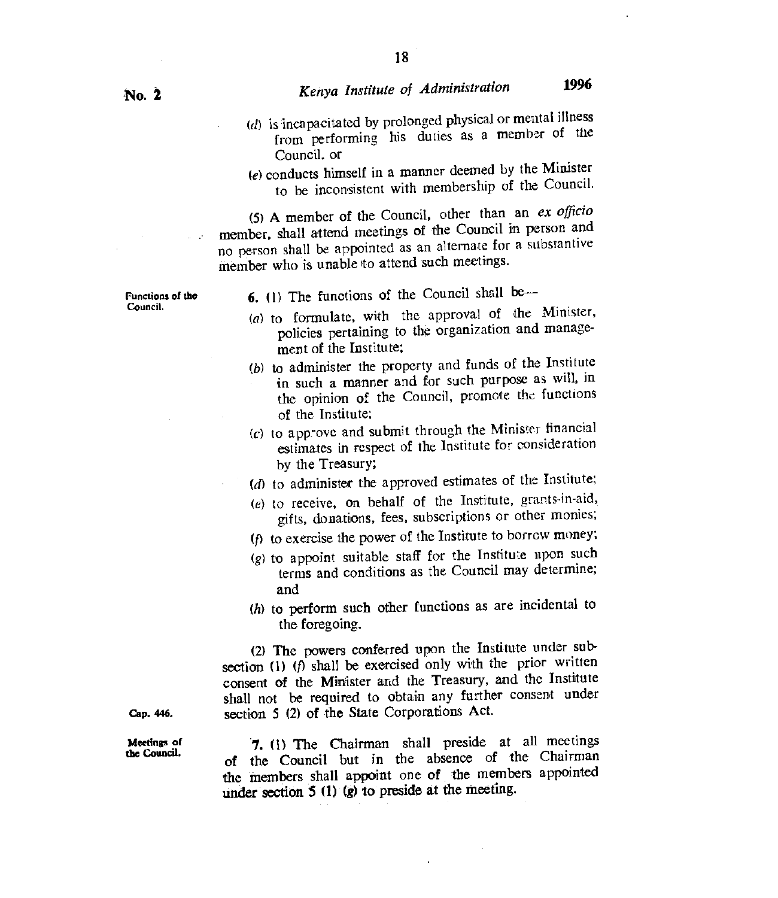(d) is incapacitated by prolonged physical or mental illness from performing his duties as a member of the Council, or

(e) conducts himself in a manner deemed by the Minister to be inconsistent with membership of the Council.

(5) A member of the Council, other than an *ex officio* member, shall attend meetings of the Council in person and no person shall be appointed as an alternate for a substantive member who is unable to attend such meetings.

**Functions of the Council.**

**6.** (1) The functions of the Council shall be—

(a) to formulate, with the approval of the Minister, policies pertaining to the organization and management of the Institute;

(b) to administer the property and funds of the Institute in such a manner and for such purpose as will, in the opinion of the Council, promote the functions of the Institute;

(c) to approve and submit through the Minister financial estimates in respect of the Institute for consideration by the Treasury;

(d) to administer the approved estimates of the Institute;

(e) to receive, on behalf of the Institute, grants-in-aid, gifts, donations, fees, subscriptions or other monies;

(f) to exercise the power of the Institute to borrow money;

(g) to appoint suitable staff for the Institute upon such terms and conditions as the Council may determine; and

(h) to perform such other functions as are incidental to the foregoing.

(2) The powers conferred upon the Institute under subsection (1) (f) shall be exercised only with the prior written consent of the Minister and the Treasury, and the Institute shall not be required to obtain any further consent under section 5 (2) of the State Corporations Act.

Cap. 446.

**Meetings of the Council.**

**7.** (1) The Chairman shall preside at all meetings of the Council but in the absence of the Chairman the members shall appoint one of the members appointed under section 5 (1) (g) to preside at the meeting.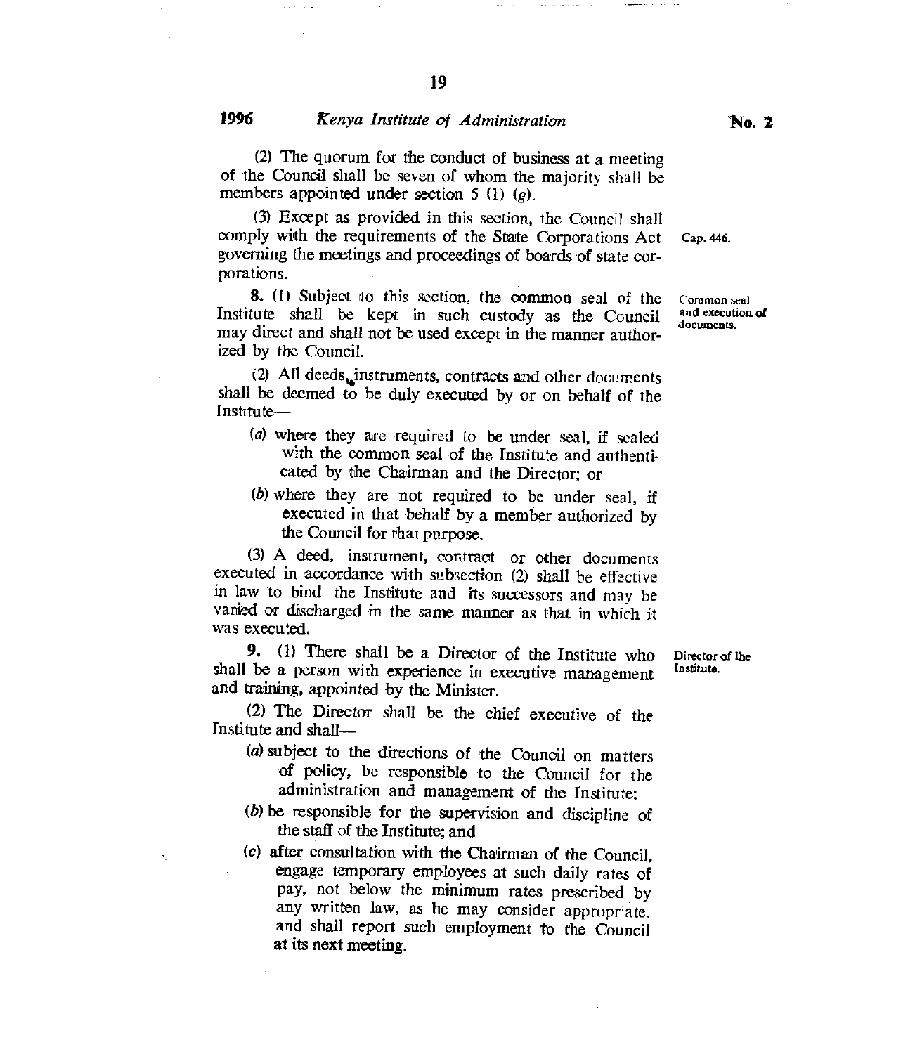(2) The quorum for the conduct of business at a meeting of the Council shall be seven of whom the majority shall be members appointed under section 5 (1) (*g*).

(3) Except as provided in this section, the Council shall comply with the requirements of the State Corporations Act governing the meetings and proceedings of boards of state corporations. Cap. 446.

Common seal and execution of documents.

**8.** (1) Subject to this section, the common seal of the Institute shall be kept in such custody as the Council may direct and shall not be used except in the manner authorized by the Council.

(2) All deeds, instruments, contracts and other documents shall be deemed to be duly executed by or on behalf of the Institute—

- (*a*) where they are required to be under seal, if sealed with the common seal of the Institute and authenticated by the Chairman and the Director; or
- (*b*) where they are not required to be under seal, if executed in that behalf by a member authorized by the Council for that purpose.

(3) A deed, instrument, contract or other documents executed in accordance with subsection (2) shall be effective in law to bind the Institute and its successors and may be varied or discharged in the same manner as that in which it was executed.

Director of the Institute.

**9.** (1) There shall be a Director of the Institute who shall be a person with experience in executive management and training, appointed by the Minister.

(2) The Director shall be the chief executive of the Institute and shall—

- (*a*) subject to the directions of the Council on matters of policy, be responsible to the Council for the administration and management of the Institute;
- (*b*) be responsible for the supervision and discipline of the staff of the Institute; and
- (*c*) after consultation with the Chairman of the Council, engage temporary employees at such daily rates of pay, not below the minimum rates prescribed by any written law, as he may consider appropriate, and shall report such employment to the Council at its next meeting.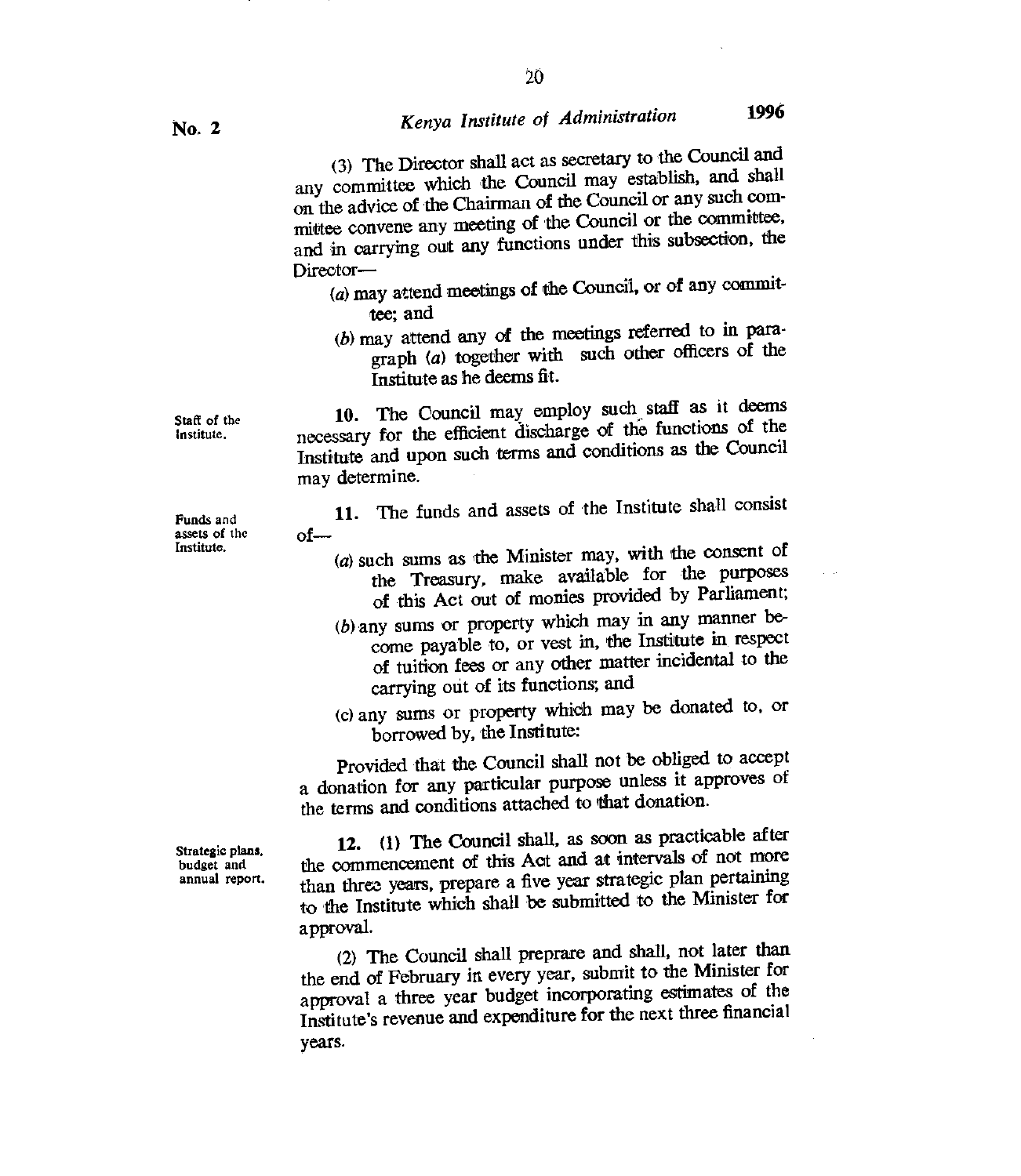(3) The Director shall act as secretary to the Council and any committee which the Council may establish, and shall on the advice of the Chairman of the Council or any such committee convene any meeting of the Council or the committee, and in carrying out any functions under this subsection, the Director—

(a) may attend meetings of the Council, or of any committee; and

(b) may attend any of the meetings referred to in paragraph (a) together with such other officers of the Institute as he deems fit.

Staff of the Institute.

**10.** The Council may employ such staff as it deems necessary for the efficient discharge of the functions of the Institute and upon such terms and conditions as the Council may determine.

Funds and assets of the Institute.

**11.** The funds and assets of the Institute shall consist of—

(a) such sums as the Minister may, with the consent of the Treasury, make available for the purposes of this Act out of monies provided by Parliament;

(b) any sums or property which may in any manner become payable to, or vest in, the Institute in respect of tuition fees or any other matter incidental to the carrying out of its functions; and

(c) any sums or property which may be donated to, or borrowed by, the Institute:

Provided that the Council shall not be obliged to accept a donation for any particular purpose unless it approves of the terms and conditions attached to that donation.

Strategic plans, budget and annual report.

**12.** (1) The Council shall, as soon as practicable after the commencement of this Act and at intervals of not more than three years, prepare a five year strategic plan pertaining to the Institute which shall be submitted to the Minister for approval.

(2) The Council shall preprare and shall, not later than the end of February in every year, submit to the Minister for approval a three year budget incorporating estimates of the Institute's revenue and expenditure for the next three financial years.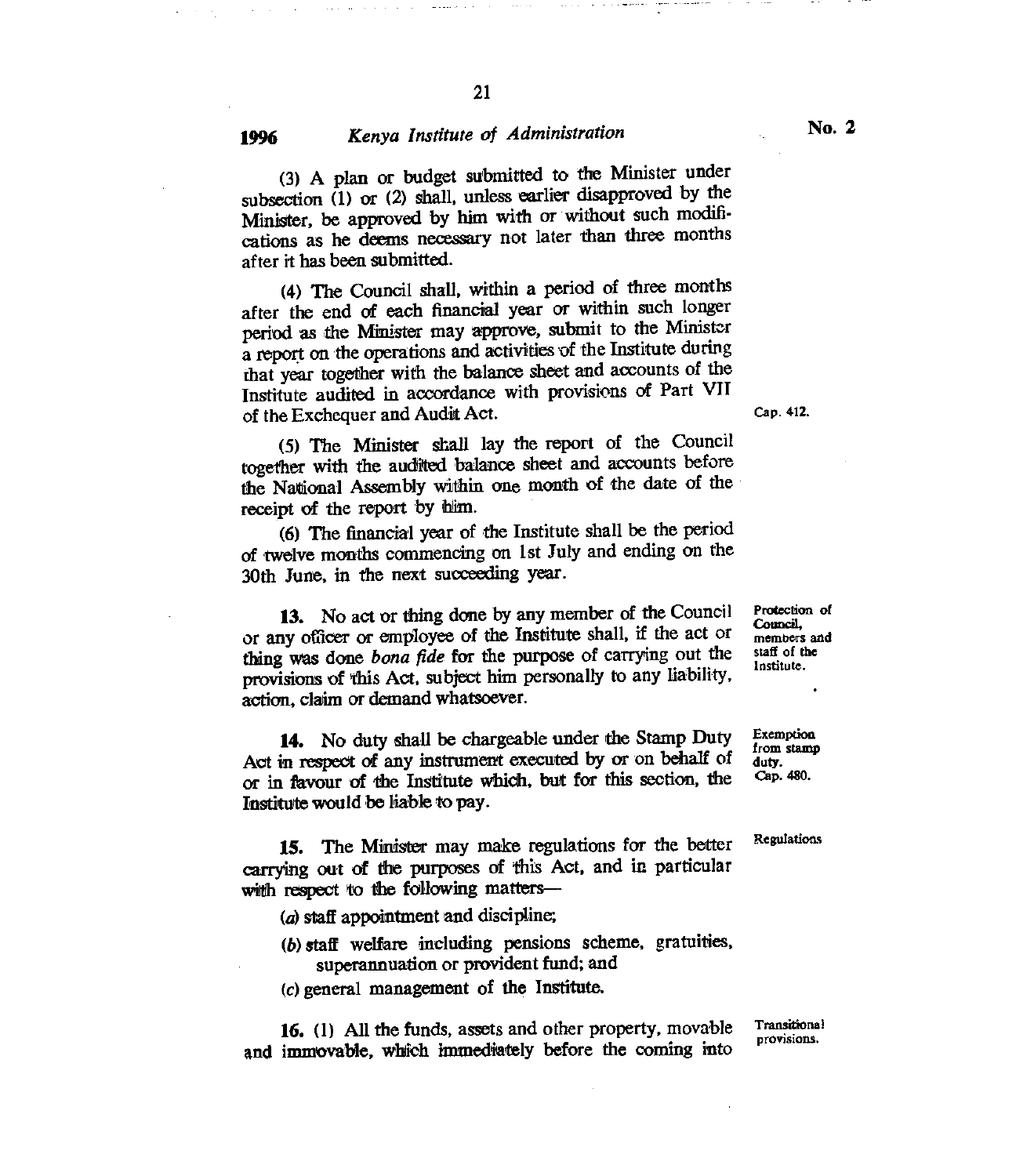(3) A plan or budget submitted to the Minister under subsection (1) or (2) shall, unless earlier disapproved by the Minister, be approved by him with or without such modifications as he deems necessary not later than three months after it has been submitted.

(4) The Council shall, within a period of three months after the end of each financial year or within such longer period as the Minister may approve, submit to the Minister a report on the operations and activities of the Institute during that year together with the balance sheet and accounts of the Institute audited in accordance with provisions of Part VII of the Exchequer and Audit Act. Cap. 412.

(5) The Minister shall lay the report of the Council together with the audited balance sheet and accounts before the National Assembly within one month of the date of the receipt of the report by him.

(6) The financial year of the Institute shall be the period of twelve months commencing on 1st July and ending on the 30th June, in the next succeeding year.

**13.** No act or thing done by any member of the Council or any officer or employee of the Institute shall, if the act or thing was done *bona fide* for the purpose of carrying out the provisions of this Act, subject him personally to any liability, action, claim or demand whatsoever. Protection of Council, members and staff of the Institute.

**14.** No duty shall be chargeable under the Stamp Duty Act in respect of any instrument executed by or on behalf of or in favour of the Institute which, but for this section, the Institute would be liable to pay. Exemption from stamp duty. Cap. 480.

**15.** The Minister may make regulations for the better carrying out of the purposes of this Act, and in particular with respect to the following matters— Regulations

(*a*) staff appointment and discipline;

(*b*) staff welfare including pensions scheme, gratuities, superannuation or provident fund; and

(*c*) general management of the Institute.

**16.** (1) All the funds, assets and other property, movable and immovable, which immediately before the coming into Transitional provisions.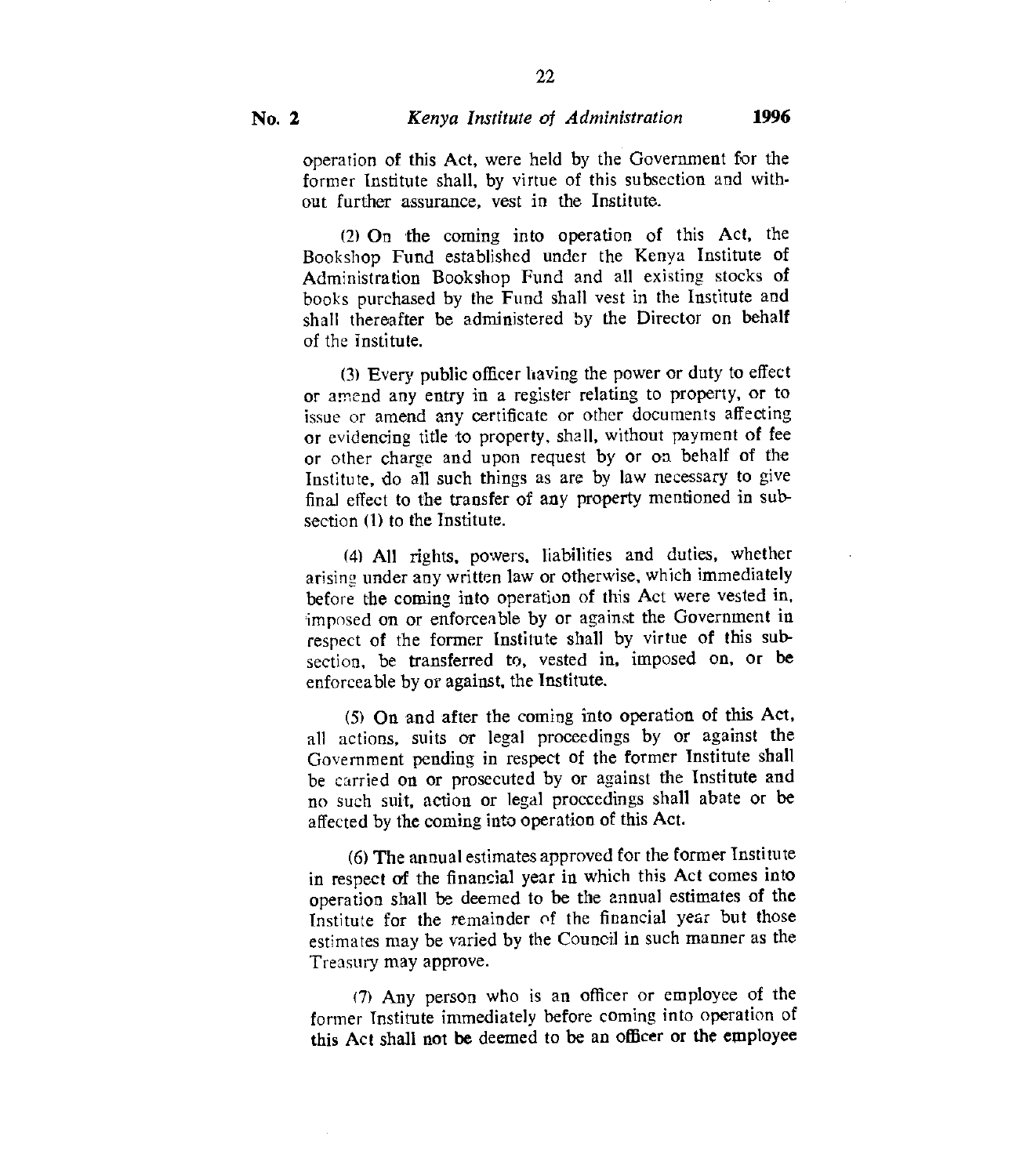operation of this Act, were held by the Government for the former Institute shall, by virtue of this subsection and without further assurance, vest in the Institute.

(2) On the coming into operation of this Act, the Bookshop Fund established under the Kenya Institute of Administration Bookshop Fund and all existing stocks of books purchased by the Fund shall vest in the Institute and shall thereafter be administered by the Director on behalf of the Institute.

(3) Every public officer having the power or duty to effect or amend any entry in a register relating to property, or to issue or amend any certificate or other documents affecting or evidencing title to property, shall, without payment of fee or other charge and upon request by or on behalf of the Institute, do all such things as are by law necessary to give final effect to the transfer of any property mentioned in subsection (1) to the Institute.

(4) All rights, powers, liabilities and duties, whether arising under any written law or otherwise, which immediately before the coming into operation of this Act were vested in, imposed on or enforceable by or against the Government in respect of the former Institute shall by virtue of this subsection, be transferred to, vested in, imposed on, or be enforceable by or against, the Institute.

(5) On and after the coming into operation of this Act, all actions, suits or legal proceedings by or against the Government pending in respect of the former Institute shall be carried on or prosecuted by or against the Institute and no such suit, action or legal proceedings shall abate or be affected by the coming into operation of this Act.

(6) The annual estimates approved for the former Institute in respect of the financial year in which this Act comes into operation shall be deemed to be the annual estimates of the Institute for the remainder of the financial year but those estimates may be varied by the Council in such manner as the Treasury may approve.

(7) Any person who is an officer or employee of the former Institute immediately before coming into operation of this Act shall not be deemed to be an officer or the employee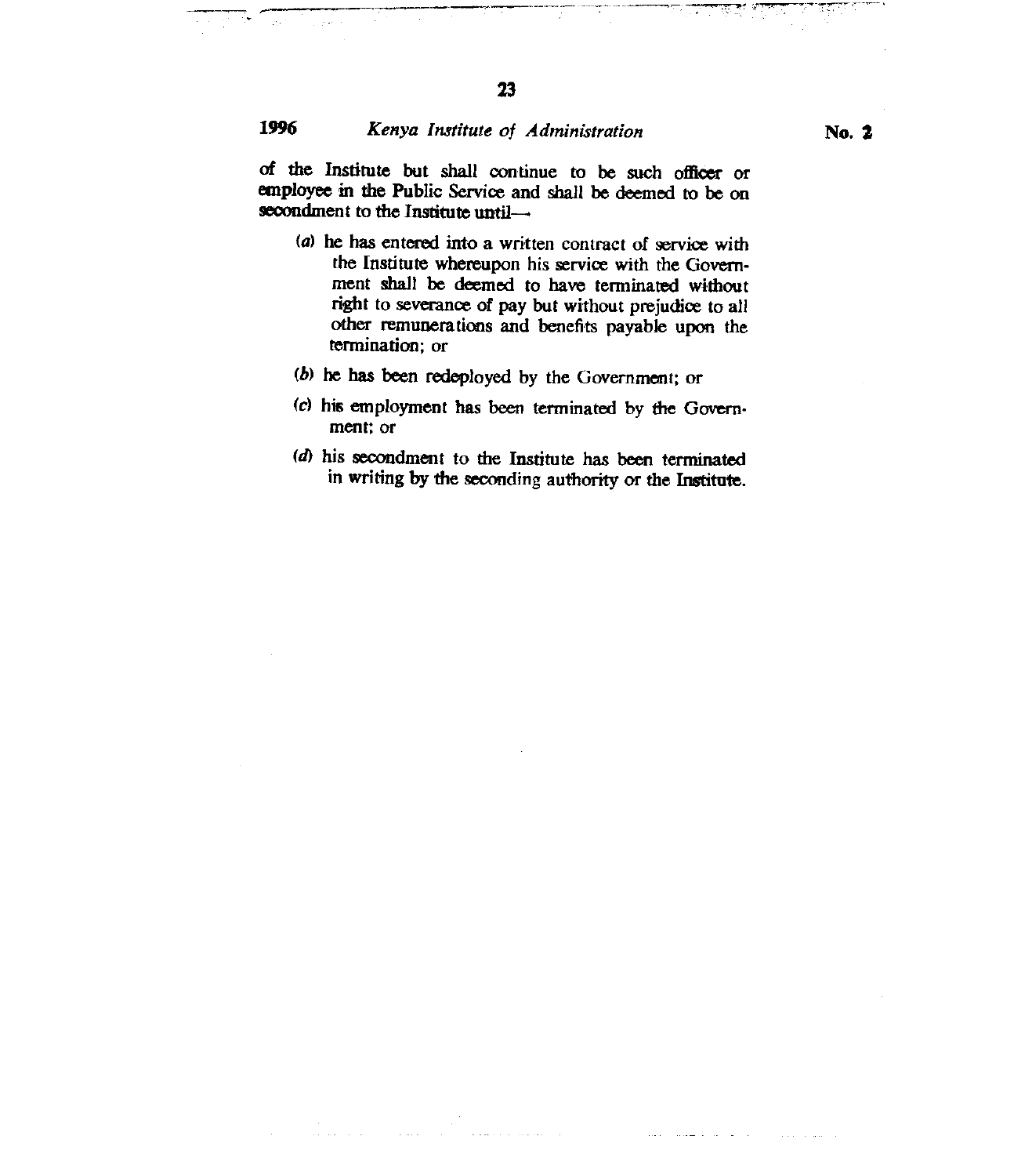of the Institute but shall continue to be such officer or employee in the Public Service and shall be deemed to be on secondment to the Institute until—

(a) he has entered into a written contract of service with the Institute whereupon his service with the Government shall be deemed to have terminated without right to severance of pay but without prejudice to all other remunerations and benefits payable upon the termination; or

(b) he has been redeployed by the Government; or

(c) his employment has been terminated by the Government; or

(d) his secondment to the Institute has been terminated in writing by the seconding authority or the Institute.